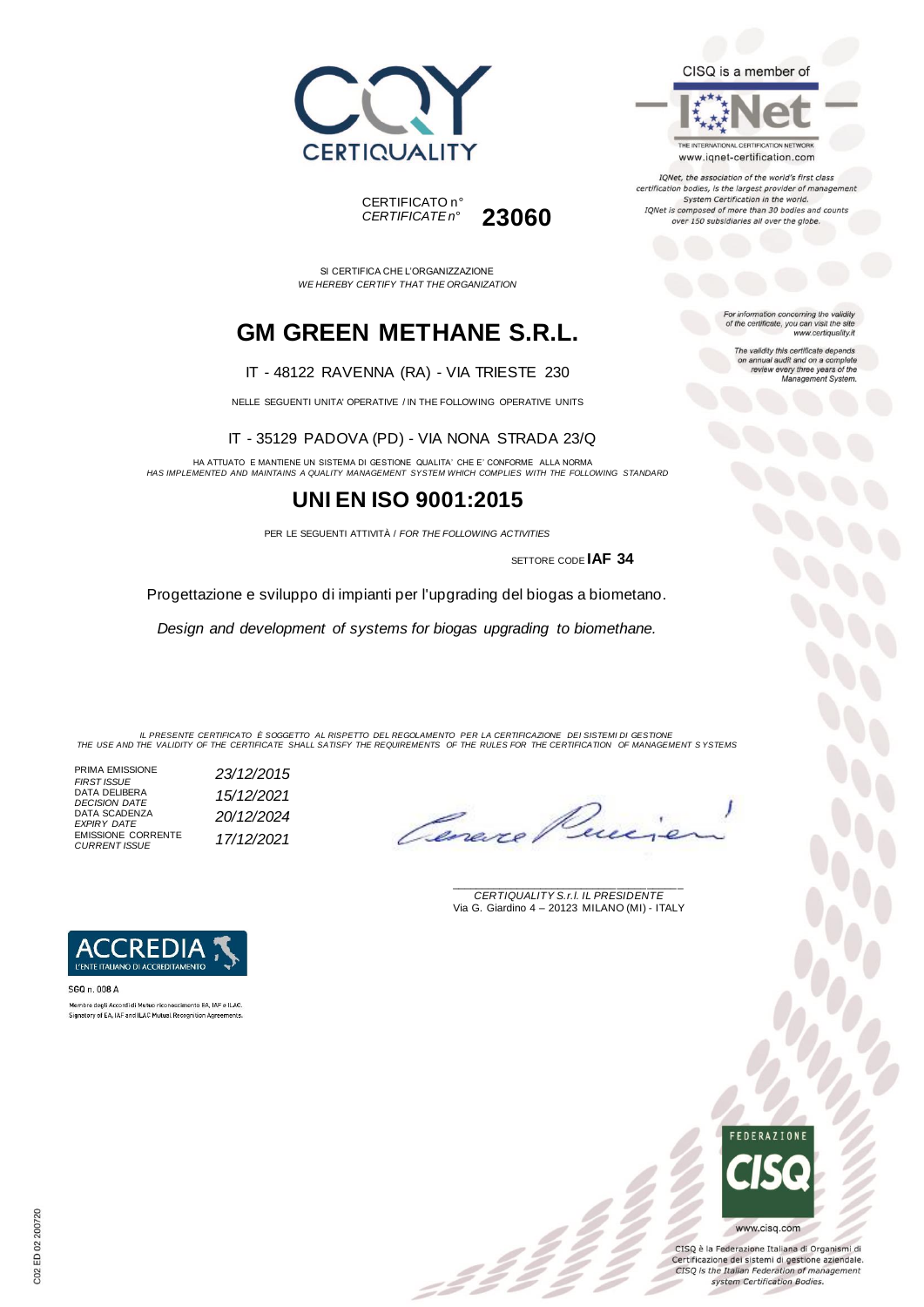CERTIQUALITY

CERTIFICATO n°
*CERTIFICATE n°* **23060**

CISQ is a member of

IQNet
THE INTERNATIONAL CERTIFICATION NETWORK
www.iqnet-certification.com

*IQNet, the association of the world's first class certification bodies, is the largest provider of management System Certification in the world. IQNet is composed of more than 30 bodies and counts over 150 subsidiaries all over the globe.*

SI CERTIFICA CHE L'ORGANIZZAZIONE
*WE HEREBY CERTIFY THAT THE ORGANIZATION*

# GM GREEN METHANE S.R.L.

IT - 48122 RAVENNA (RA) - VIA TRIESTE 230

NELLE SEGUENTI UNITA' OPERATIVE / IN THE FOLLOWING OPERATIVE UNITS

IT - 35129 PADOVA (PD) - VIA NONA STRADA 23/Q

HA ATTUATO E MANTIENE UN SISTEMA DI GESTIONE QUALITA' CHE E' CONFORME ALLA NORMA
*HAS IMPLEMENTED AND MAINTAINS A QUALITY MANAGEMENT SYSTEM WHICH COMPLIES WITH THE FOLLOWING STANDARD*

# UNI EN ISO 9001:2015

PER LE SEGUENTI ATTIVITÀ / *FOR THE FOLLOWING ACTIVITIES*

SETTORE CODE **IAF 34**

Progettazione e sviluppo di impianti per l'upgrading del biogas a biometano.

*Design and development of systems for biogas upgrading to biomethane.*

*For information concerning the validity of the certificate, you can visit the site www.certiquality.it*

*The validity this certificate depends on annual audit and on a complete review every three years of the Management System.*

*IL PRESENTE CERTIFICATO È SOGGETTO AL RISPETTO DEL REGOLAMENTO PER LA CERTIFICAZIONE DEI SISTEMI DI GESTIONE*
*THE USE AND THE VALIDITY OF THE CERTIFICATE SHALL SATISFY THE REQUIREMENTS OF THE RULES FOR THE CERTIFICATION OF MANAGEMENT SYSTEMS*

| | |
|---|---|
| PRIMA EMISSIONE *FIRST ISSUE* | *23/12/2015* |
| DATA DELIBERA *DECISION DATE* | *15/12/2021* |
| DATA SCADENZA *EXPIRY DATE* | *20/12/2024* |
| EMISSIONE CORRENTE *CURRENT ISSUE* | *17/12/2021* |

*CERTIQUALITY S.r.l. IL PRESIDENTE*
Via G. Giardino 4 – 20123 MILANO (MI) - ITALY

ACCREDIA
L'ENTE ITALIANO DI ACCREDITAMENTO

SGQ n. 008 A

Membro degli Accordi di Mutuo riconoscimento EA, IAF e ILAC.
Signatory of EA, IAF and ILAC Mutual Recognition Agreements.

FEDERAZIONE CISQ
www.cisq.com

CISQ è la Federazione Italiana di Organismi di Certificazione dei sistemi di gestione aziendale.
*CISQ is the Italian Federation of management system Certification Bodies.*

C02 ED 02 200720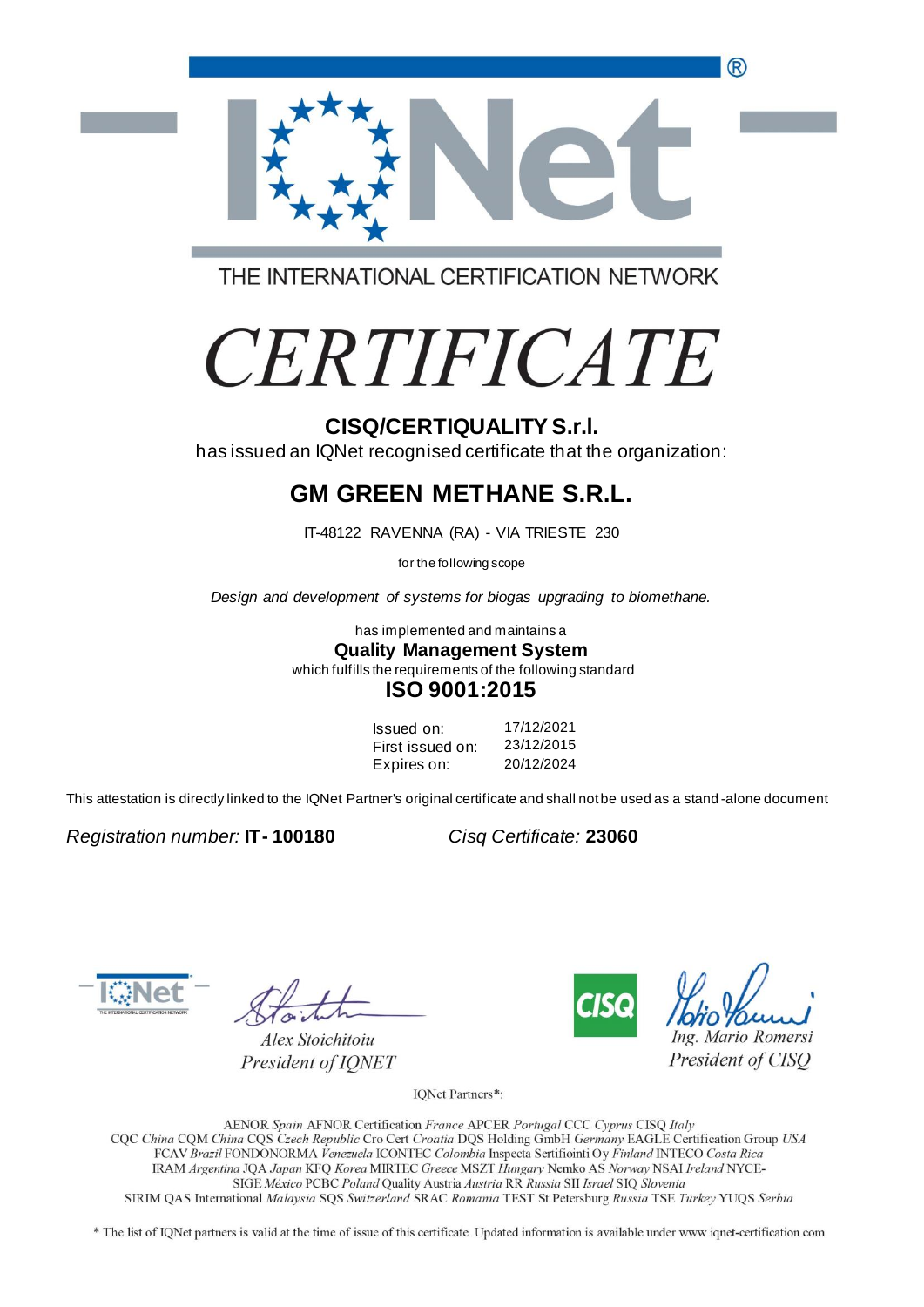THE INTERNATIONAL CERTIFICATION NETWORK

# CERTIFICATE

**CISQ/CERTIQUALITY S.r.l.**

has issued an IQNet recognised certificate that the organization:

## GM GREEN METHANE S.R.L.

IT-48122 RAVENNA (RA) - VIA TRIESTE 230

for the following scope

*Design and development of systems for biogas upgrading to biomethane.*

has implemented and maintains a

**Quality Management System**

which fulfills the requirements of the following standard

**ISO 9001:2015**

| | |
|---|---|
| Issued on: | 17/12/2021 |
| First issued on: | 23/12/2015 |
| Expires on: | 20/12/2024 |

This attestation is directly linked to the IQNet Partner's original certificate and shall not be used as a stand-alone document

*Registration number:* **IT - 100180** *Cisq Certificate:* **23060**

*Alex Stoichitoiu*
*President of IQNET*

*Ing. Mario Romersi*
*President of CISQ*

IQNet Partners*:

AENOR *Spain* AFNOR Certification *France* APCER *Portugal* CCC *Cyprus* CISQ *Italy*
CQC *China* CQM *China* CQS *Czech Republic* Cro Cert *Croatia* DQS Holding GmbH *Germany* EAGLE Certification Group *USA*
FCAV *Brazil* FONDONORMA *Venezuela* ICONTEC *Colombia* Inspecta Sertifiointi Oy *Finland* INTECO *Costa Rica*
IRAM *Argentina* JQA *Japan* KFQ *Korea* MIRTEC *Greece* MSZT *Hungary* Nemko AS *Norway* NSAI *Ireland* NYCE-SIGE *México* PCBC *Poland* Quality Austria *Austria* RR *Russia* SII *Israel* SIQ *Slovenia*
SIRIM QAS International *Malaysia* SQS *Switzerland* SRAC *Romania* TEST St Petersburg *Russia* TSE *Turkey* YUQS *Serbia*

\* The list of IQNet partners is valid at the time of issue of this certificate. Updated information is available under www.iqnet-certification.com